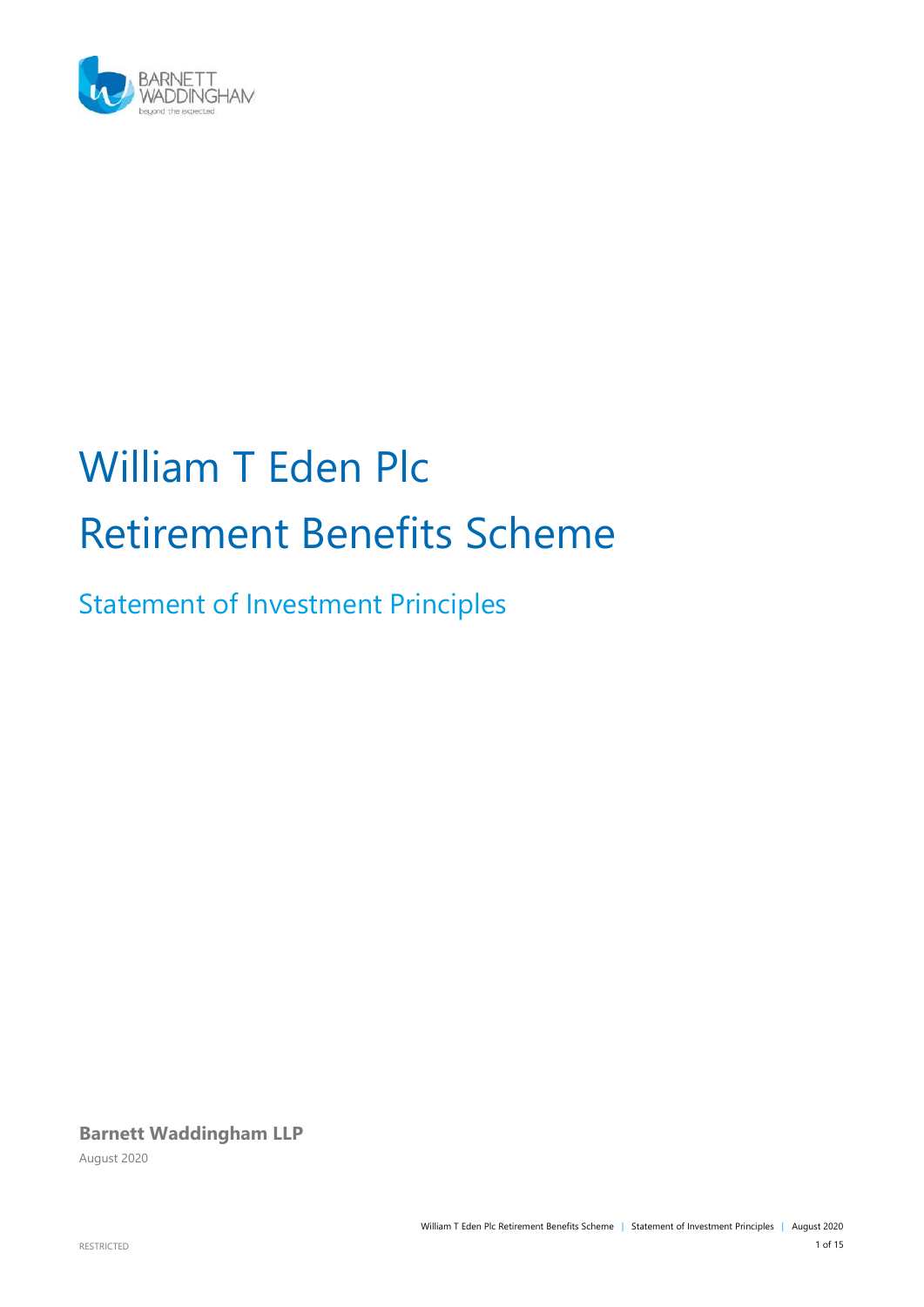# William T Eden Plc Retirement Benefits Scheme

## Statement of Investment Principles

**Barnett Waddingham LLP**

August 2020

RESTRICTED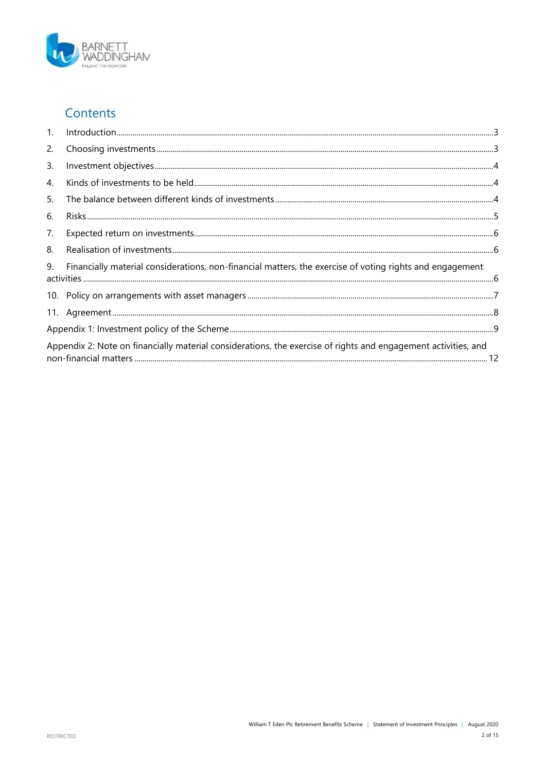## Contents

1. Introduction ........................................ 3
2. Choosing investments ........................................ 3
3. Investment objectives ........................................ 4
4. Kinds of investments to be held ........................................ 4
5. The balance between different kinds of investments ........................................ 4
6. Risks ........................................ 5
7. Expected return on investments ........................................ 6
8. Realisation of investments ........................................ 6
9. Financially material considerations, non-financial matters, the exercise of voting rights and engagement activities ........................................ 6
10. Policy on arrangements with asset managers ........................................ 7
11. Agreement ........................................ 8

Appendix 1: Investment policy of the Scheme ........................................ 9

Appendix 2: Note on financially material considerations, the exercise of rights and engagement activities, and non-financial matters ........................................ 12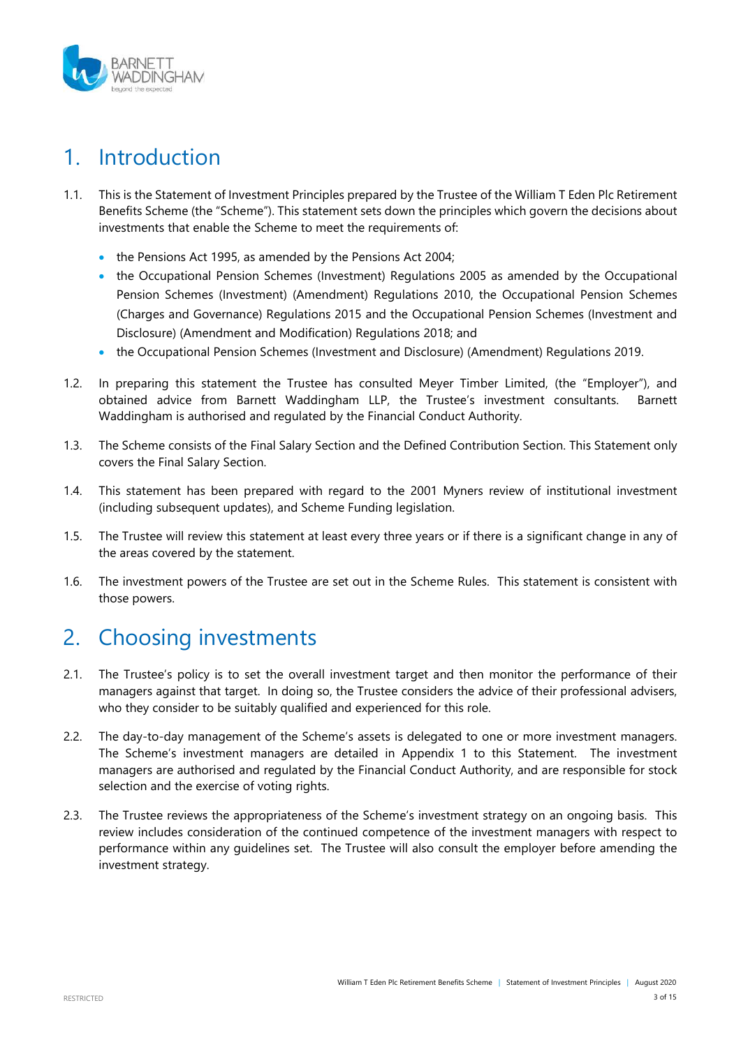# 1. Introduction

1.1. This is the Statement of Investment Principles prepared by the Trustee of the William T Eden Plc Retirement Benefits Scheme (the "Scheme"). This statement sets down the principles which govern the decisions about investments that enable the Scheme to meet the requirements of:

- the Pensions Act 1995, as amended by the Pensions Act 2004;
- the Occupational Pension Schemes (Investment) Regulations 2005 as amended by the Occupational Pension Schemes (Investment) (Amendment) Regulations 2010, the Occupational Pension Schemes (Charges and Governance) Regulations 2015 and the Occupational Pension Schemes (Investment and Disclosure) (Amendment and Modification) Regulations 2018; and
- the Occupational Pension Schemes (Investment and Disclosure) (Amendment) Regulations 2019.

1.2. In preparing this statement the Trustee has consulted Meyer Timber Limited, (the "Employer"), and obtained advice from Barnett Waddingham LLP, the Trustee's investment consultants. Barnett Waddingham is authorised and regulated by the Financial Conduct Authority.

1.3. The Scheme consists of the Final Salary Section and the Defined Contribution Section. This Statement only covers the Final Salary Section.

1.4. This statement has been prepared with regard to the 2001 Myners review of institutional investment (including subsequent updates), and Scheme Funding legislation.

1.5. The Trustee will review this statement at least every three years or if there is a significant change in any of the areas covered by the statement.

1.6. The investment powers of the Trustee are set out in the Scheme Rules. This statement is consistent with those powers.

# 2. Choosing investments

2.1. The Trustee's policy is to set the overall investment target and then monitor the performance of their managers against that target. In doing so, the Trustee considers the advice of their professional advisers, who they consider to be suitably qualified and experienced for this role.

2.2. The day-to-day management of the Scheme's assets is delegated to one or more investment managers. The Scheme's investment managers are detailed in Appendix 1 to this Statement. The investment managers are authorised and regulated by the Financial Conduct Authority, and are responsible for stock selection and the exercise of voting rights.

2.3. The Trustee reviews the appropriateness of the Scheme's investment strategy on an ongoing basis. This review includes consideration of the continued competence of the investment managers with respect to performance within any guidelines set. The Trustee will also consult the employer before amending the investment strategy.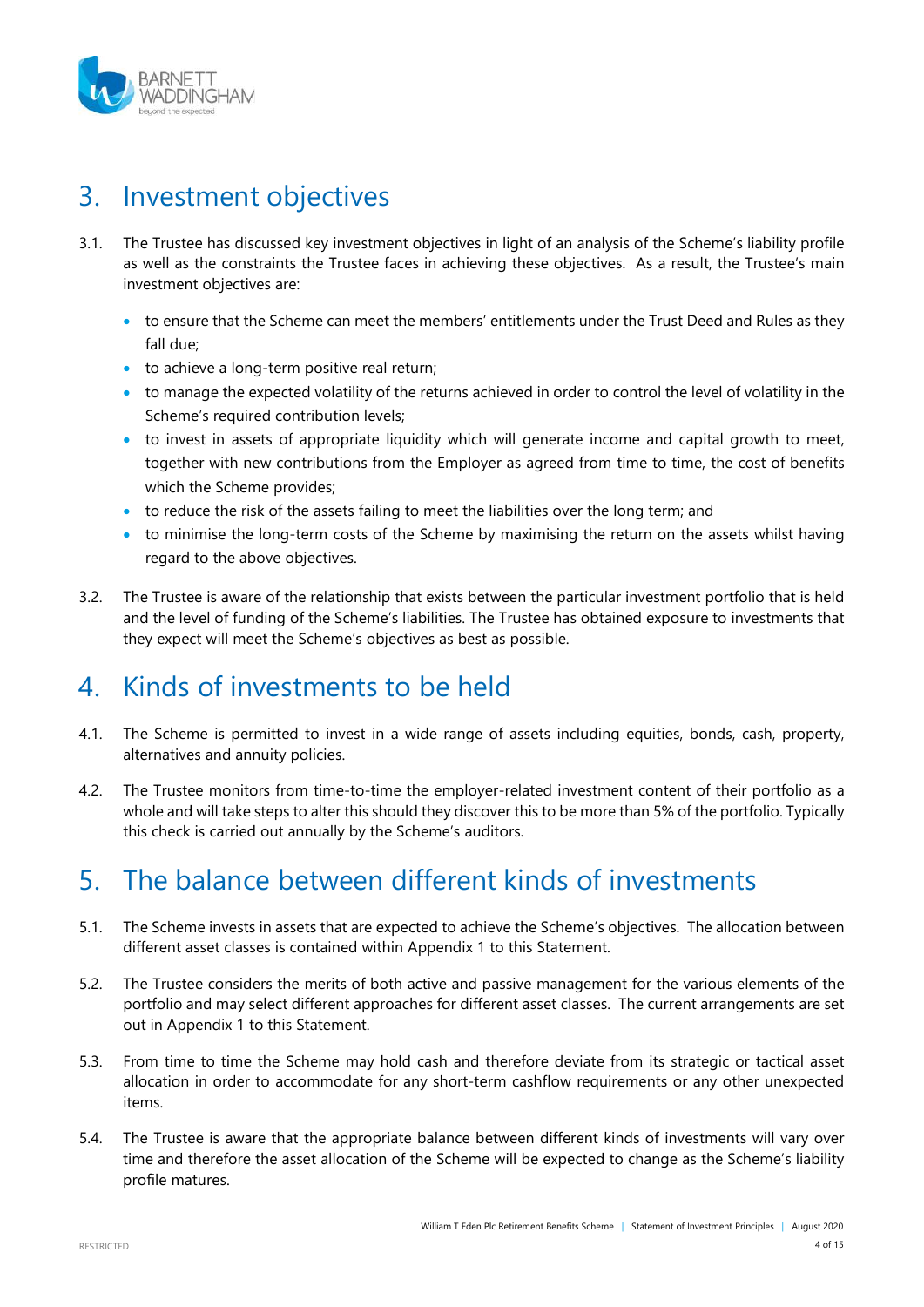# 3. Investment objectives

3.1. The Trustee has discussed key investment objectives in light of an analysis of the Scheme's liability profile as well as the constraints the Trustee faces in achieving these objectives. As a result, the Trustee's main investment objectives are:

- to ensure that the Scheme can meet the members' entitlements under the Trust Deed and Rules as they fall due;
- to achieve a long-term positive real return;
- to manage the expected volatility of the returns achieved in order to control the level of volatility in the Scheme's required contribution levels;
- to invest in assets of appropriate liquidity which will generate income and capital growth to meet, together with new contributions from the Employer as agreed from time to time, the cost of benefits which the Scheme provides;
- to reduce the risk of the assets failing to meet the liabilities over the long term; and
- to minimise the long-term costs of the Scheme by maximising the return on the assets whilst having regard to the above objectives.

3.2. The Trustee is aware of the relationship that exists between the particular investment portfolio that is held and the level of funding of the Scheme's liabilities. The Trustee has obtained exposure to investments that they expect will meet the Scheme's objectives as best as possible.

# 4. Kinds of investments to be held

4.1. The Scheme is permitted to invest in a wide range of assets including equities, bonds, cash, property, alternatives and annuity policies.

4.2. The Trustee monitors from time-to-time the employer-related investment content of their portfolio as a whole and will take steps to alter this should they discover this to be more than 5% of the portfolio. Typically this check is carried out annually by the Scheme's auditors.

# 5. The balance between different kinds of investments

5.1. The Scheme invests in assets that are expected to achieve the Scheme's objectives. The allocation between different asset classes is contained within Appendix 1 to this Statement.

5.2. The Trustee considers the merits of both active and passive management for the various elements of the portfolio and may select different approaches for different asset classes. The current arrangements are set out in Appendix 1 to this Statement.

5.3. From time to time the Scheme may hold cash and therefore deviate from its strategic or tactical asset allocation in order to accommodate for any short-term cashflow requirements or any other unexpected items.

5.4. The Trustee is aware that the appropriate balance between different kinds of investments will vary over time and therefore the asset allocation of the Scheme will be expected to change as the Scheme's liability profile matures.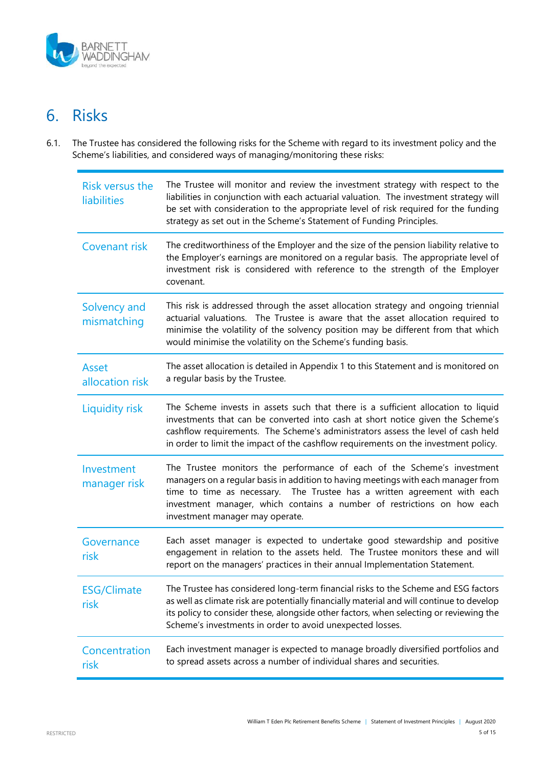# 6. Risks

6.1. The Trustee has considered the following risks for the Scheme with regard to its investment policy and the Scheme's liabilities, and considered ways of managing/monitoring these risks:

| | |
|---|---|
| Risk versus the liabilities | The Trustee will monitor and review the investment strategy with respect to the liabilities in conjunction with each actuarial valuation. The investment strategy will be set with consideration to the appropriate level of risk required for the funding strategy as set out in the Scheme's Statement of Funding Principles. |
| Covenant risk | The creditworthiness of the Employer and the size of the pension liability relative to the Employer's earnings are monitored on a regular basis. The appropriate level of investment risk is considered with reference to the strength of the Employer covenant. |
| Solvency and mismatching | This risk is addressed through the asset allocation strategy and ongoing triennial actuarial valuations. The Trustee is aware that the asset allocation required to minimise the volatility of the solvency position may be different from that which would minimise the volatility on the Scheme's funding basis. |
| Asset allocation risk | The asset allocation is detailed in Appendix 1 to this Statement and is monitored on a regular basis by the Trustee. |
| Liquidity risk | The Scheme invests in assets such that there is a sufficient allocation to liquid investments that can be converted into cash at short notice given the Scheme's cashflow requirements. The Scheme's administrators assess the level of cash held in order to limit the impact of the cashflow requirements on the investment policy. |
| Investment manager risk | The Trustee monitors the performance of each of the Scheme's investment managers on a regular basis in addition to having meetings with each manager from time to time as necessary. The Trustee has a written agreement with each investment manager, which contains a number of restrictions on how each investment manager may operate. |
| Governance risk | Each asset manager is expected to undertake good stewardship and positive engagement in relation to the assets held. The Trustee monitors these and will report on the managers' practices in their annual Implementation Statement. |
| ESG/Climate risk | The Trustee has considered long-term financial risks to the Scheme and ESG factors as well as climate risk are potentially financially material and will continue to develop its policy to consider these, alongside other factors, when selecting or reviewing the Scheme's investments in order to avoid unexpected losses. |
| Concentration risk | Each investment manager is expected to manage broadly diversified portfolios and to spread assets across a number of individual shares and securities. |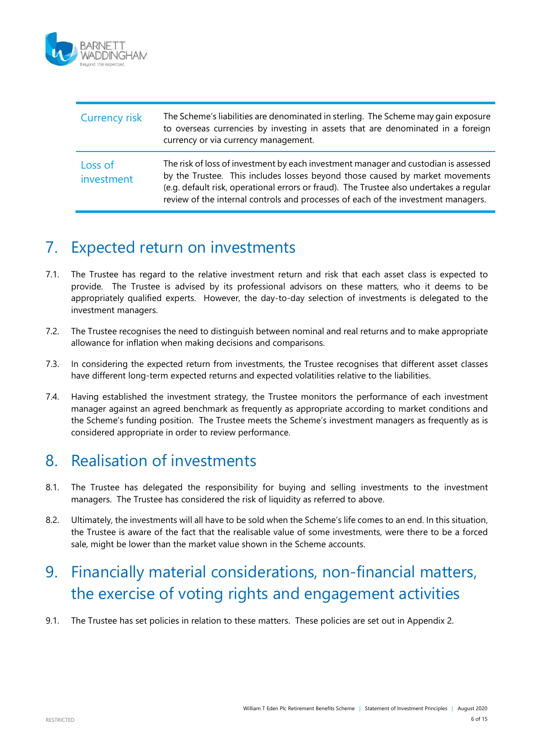| | |
|---|---|
| Currency risk | The Scheme's liabilities are denominated in sterling. The Scheme may gain exposure to overseas currencies by investing in assets that are denominated in a foreign currency or via currency management. |
| Loss of investment | The risk of loss of investment by each investment manager and custodian is assessed by the Trustee. This includes losses beyond those caused by market movements (e.g. default risk, operational errors or fraud). The Trustee also undertakes a regular review of the internal controls and processes of each of the investment managers. |

## 7. Expected return on investments

7.1. The Trustee has regard to the relative investment return and risk that each asset class is expected to provide. The Trustee is advised by its professional advisors on these matters, who it deems to be appropriately qualified experts. However, the day-to-day selection of investments is delegated to the investment managers.

7.2. The Trustee recognises the need to distinguish between nominal and real returns and to make appropriate allowance for inflation when making decisions and comparisons.

7.3. In considering the expected return from investments, the Trustee recognises that different asset classes have different long-term expected returns and expected volatilities relative to the liabilities.

7.4. Having established the investment strategy, the Trustee monitors the performance of each investment manager against an agreed benchmark as frequently as appropriate according to market conditions and the Scheme's funding position. The Trustee meets the Scheme's investment managers as frequently as is considered appropriate in order to review performance.

## 8. Realisation of investments

8.1. The Trustee has delegated the responsibility for buying and selling investments to the investment managers. The Trustee has considered the risk of liquidity as referred to above.

8.2. Ultimately, the investments will all have to be sold when the Scheme's life comes to an end. In this situation, the Trustee is aware of the fact that the realisable value of some investments, were there to be a forced sale, might be lower than the market value shown in the Scheme accounts.

## 9. Financially material considerations, non-financial matters, the exercise of voting rights and engagement activities

9.1. The Trustee has set policies in relation to these matters. These policies are set out in Appendix 2.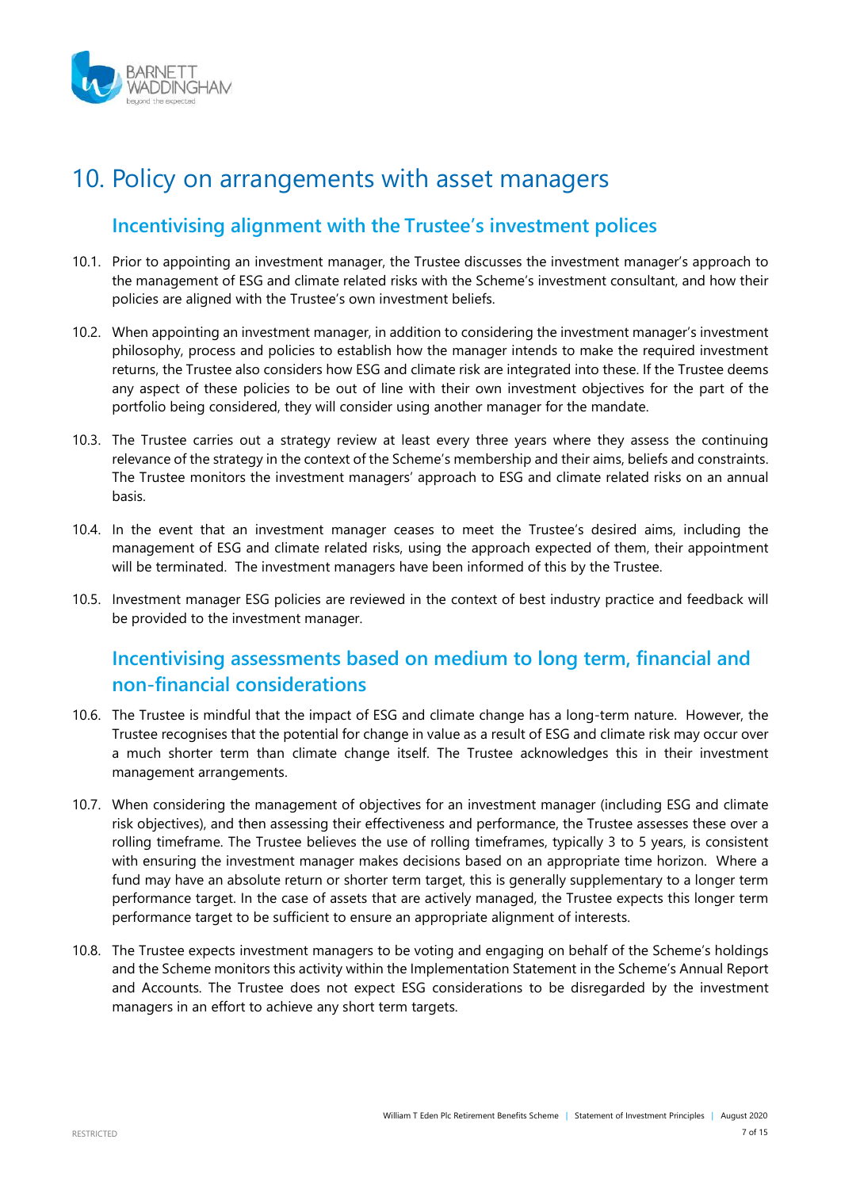# 10. Policy on arrangements with asset managers

## Incentivising alignment with the Trustee's investment polices

10.1. Prior to appointing an investment manager, the Trustee discusses the investment manager's approach to the management of ESG and climate related risks with the Scheme's investment consultant, and how their policies are aligned with the Trustee's own investment beliefs.

10.2. When appointing an investment manager, in addition to considering the investment manager's investment philosophy, process and policies to establish how the manager intends to make the required investment returns, the Trustee also considers how ESG and climate risk are integrated into these. If the Trustee deems any aspect of these policies to be out of line with their own investment objectives for the part of the portfolio being considered, they will consider using another manager for the mandate.

10.3. The Trustee carries out a strategy review at least every three years where they assess the continuing relevance of the strategy in the context of the Scheme's membership and their aims, beliefs and constraints. The Trustee monitors the investment managers' approach to ESG and climate related risks on an annual basis.

10.4. In the event that an investment manager ceases to meet the Trustee's desired aims, including the management of ESG and climate related risks, using the approach expected of them, their appointment will be terminated. The investment managers have been informed of this by the Trustee.

10.5. Investment manager ESG policies are reviewed in the context of best industry practice and feedback will be provided to the investment manager.

## Incentivising assessments based on medium to long term, financial and non-financial considerations

10.6. The Trustee is mindful that the impact of ESG and climate change has a long-term nature. However, the Trustee recognises that the potential for change in value as a result of ESG and climate risk may occur over a much shorter term than climate change itself. The Trustee acknowledges this in their investment management arrangements.

10.7. When considering the management of objectives for an investment manager (including ESG and climate risk objectives), and then assessing their effectiveness and performance, the Trustee assesses these over a rolling timeframe. The Trustee believes the use of rolling timeframes, typically 3 to 5 years, is consistent with ensuring the investment manager makes decisions based on an appropriate time horizon. Where a fund may have an absolute return or shorter term target, this is generally supplementary to a longer term performance target. In the case of assets that are actively managed, the Trustee expects this longer term performance target to be sufficient to ensure an appropriate alignment of interests.

10.8. The Trustee expects investment managers to be voting and engaging on behalf of the Scheme's holdings and the Scheme monitors this activity within the Implementation Statement in the Scheme's Annual Report and Accounts. The Trustee does not expect ESG considerations to be disregarded by the investment managers in an effort to achieve any short term targets.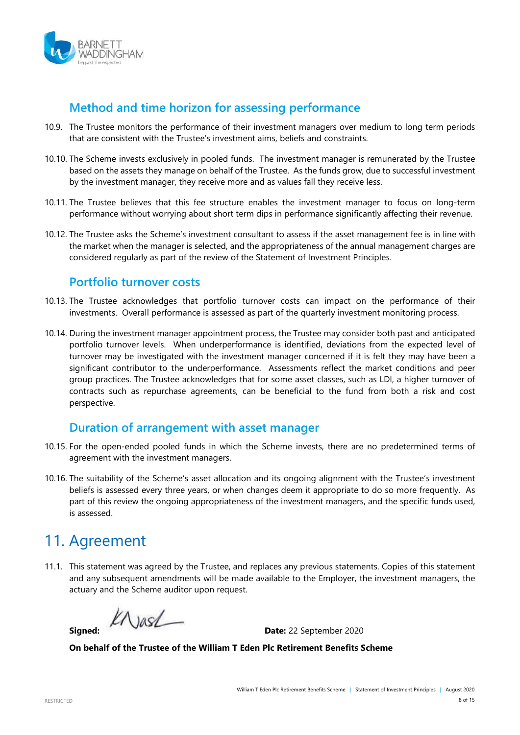### Method and time horizon for assessing performance

10.9. The Trustee monitors the performance of their investment managers over medium to long term periods that are consistent with the Trustee's investment aims, beliefs and constraints.

10.10. The Scheme invests exclusively in pooled funds. The investment manager is remunerated by the Trustee based on the assets they manage on behalf of the Trustee. As the funds grow, due to successful investment by the investment manager, they receive more and as values fall they receive less.

10.11. The Trustee believes that this fee structure enables the investment manager to focus on long-term performance without worrying about short term dips in performance significantly affecting their revenue.

10.12. The Trustee asks the Scheme's investment consultant to assess if the asset management fee is in line with the market when the manager is selected, and the appropriateness of the annual management charges are considered regularly as part of the review of the Statement of Investment Principles.

### Portfolio turnover costs

10.13. The Trustee acknowledges that portfolio turnover costs can impact on the performance of their investments. Overall performance is assessed as part of the quarterly investment monitoring process.

10.14. During the investment manager appointment process, the Trustee may consider both past and anticipated portfolio turnover levels. When underperformance is identified, deviations from the expected level of turnover may be investigated with the investment manager concerned if it is felt they may have been a significant contributor to the underperformance. Assessments reflect the market conditions and peer group practices. The Trustee acknowledges that for some asset classes, such as LDI, a higher turnover of contracts such as repurchase agreements, can be beneficial to the fund from both a risk and cost perspective.

### Duration of arrangement with asset manager

10.15. For the open-ended pooled funds in which the Scheme invests, there are no predetermined terms of agreement with the investment managers.

10.16. The suitability of the Scheme's asset allocation and its ongoing alignment with the Trustee's investment beliefs is assessed every three years, or when changes deem it appropriate to do so more frequently. As part of this review the ongoing appropriateness of the investment managers, and the specific funds used, is assessed.

# 11. Agreement

11.1. This statement was agreed by the Trustee, and replaces any previous statements. Copies of this statement and any subsequent amendments will be made available to the Employer, the investment managers, the actuary and the Scheme auditor upon request.

**Signed:** KNash **Date:** 22 September 2020

**On behalf of the Trustee of the William T Eden Plc Retirement Benefits Scheme**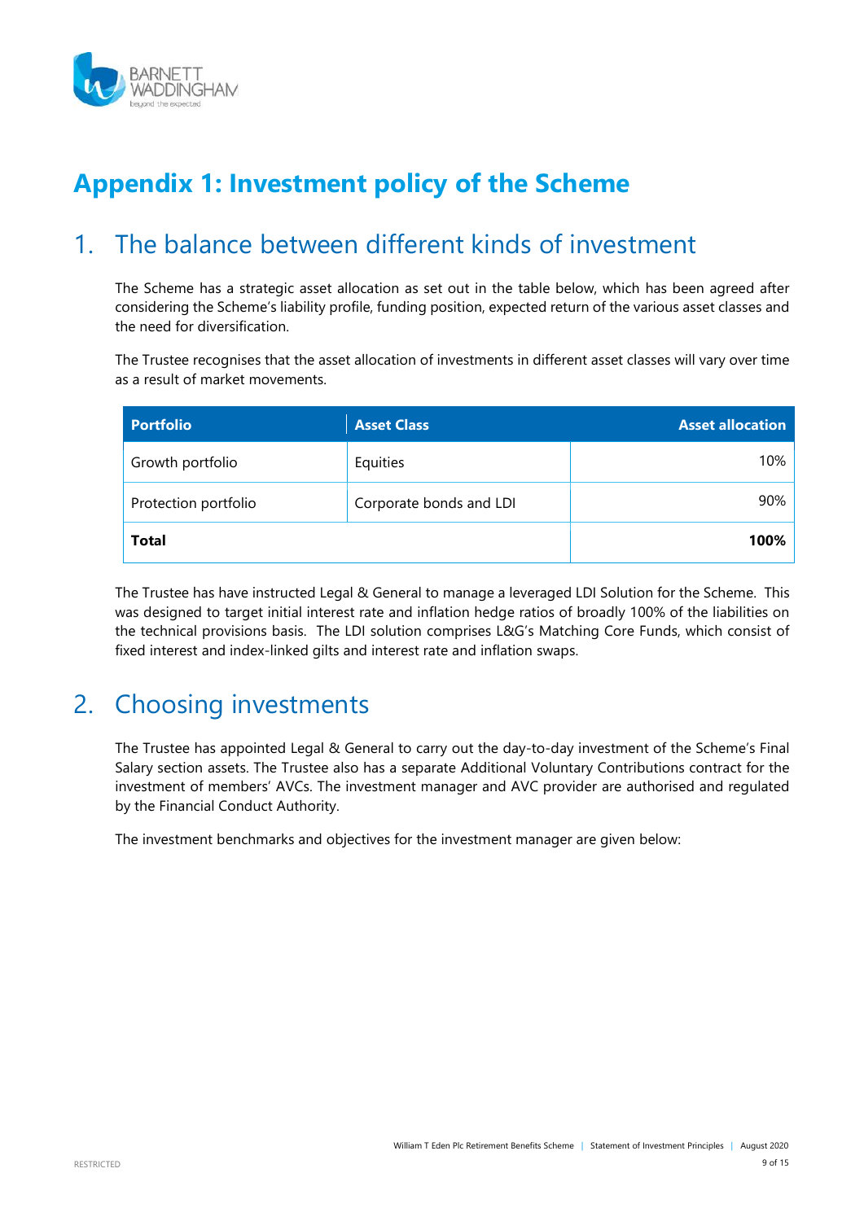# Appendix 1: Investment policy of the Scheme

## 1. The balance between different kinds of investment

The Scheme has a strategic asset allocation as set out in the table below, which has been agreed after considering the Scheme's liability profile, funding position, expected return of the various asset classes and the need for diversification.

The Trustee recognises that the asset allocation of investments in different asset classes will vary over time as a result of market movements.

| Portfolio | Asset Class | Asset allocation |
|---|---|---|
| Growth portfolio | Equities | 10% |
| Protection portfolio | Corporate bonds and LDI | 90% |
| **Total** | | **100%** |

The Trustee has have instructed Legal & General to manage a leveraged LDI Solution for the Scheme. This was designed to target initial interest rate and inflation hedge ratios of broadly 100% of the liabilities on the technical provisions basis. The LDI solution comprises L&G's Matching Core Funds, which consist of fixed interest and index-linked gilts and interest rate and inflation swaps.

## 2. Choosing investments

The Trustee has appointed Legal & General to carry out the day-to-day investment of the Scheme's Final Salary section assets. The Trustee also has a separate Additional Voluntary Contributions contract for the investment of members' AVCs. The investment manager and AVC provider are authorised and regulated by the Financial Conduct Authority.

The investment benchmarks and objectives for the investment manager are given below: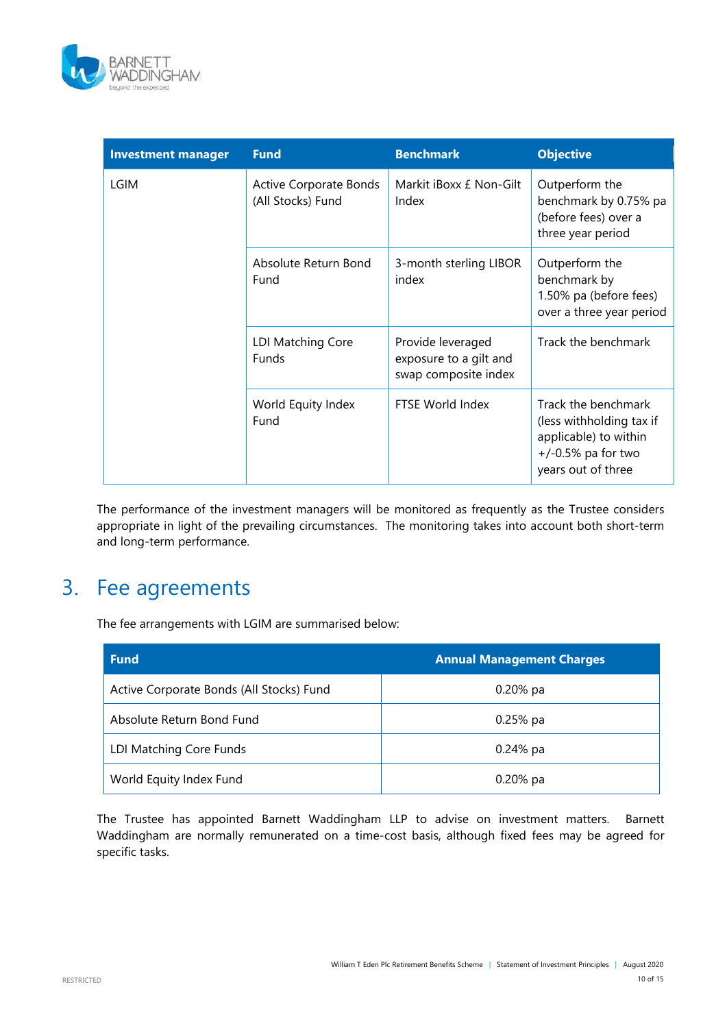| Investment manager | Fund | Benchmark | Objective |
|---|---|---|---|
| LGIM | Active Corporate Bonds (All Stocks) Fund | Markit iBoxx £ Non-Gilt Index | Outperform the benchmark by 0.75% pa (before fees) over a three year period |
| | Absolute Return Bond Fund | 3-month sterling LIBOR index | Outperform the benchmark by 1.50% pa (before fees) over a three year period |
| | LDI Matching Core Funds | Provide leveraged exposure to a gilt and swap composite index | Track the benchmark |
| | World Equity Index Fund | FTSE World Index | Track the benchmark (less withholding tax if applicable) to within +/-0.5% pa for two years out of three |

The performance of the investment managers will be monitored as frequently as the Trustee considers appropriate in light of the prevailing circumstances. The monitoring takes into account both short-term and long-term performance.

# 3. Fee agreements

The fee arrangements with LGIM are summarised below:

| Fund | Annual Management Charges |
|---|---|
| Active Corporate Bonds (All Stocks) Fund | 0.20% pa |
| Absolute Return Bond Fund | 0.25% pa |
| LDI Matching Core Funds | 0.24% pa |
| World Equity Index Fund | 0.20% pa |

The Trustee has appointed Barnett Waddingham LLP to advise on investment matters. Barnett Waddingham are normally remunerated on a time-cost basis, although fixed fees may be agreed for specific tasks.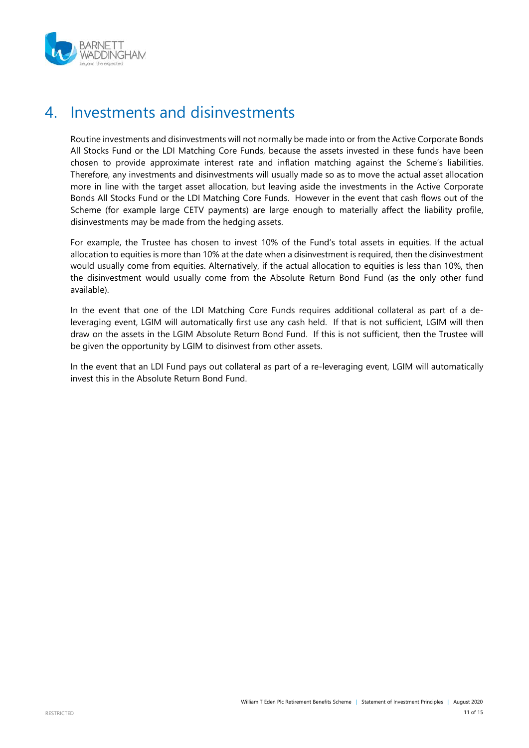# 4. Investments and disinvestments

Routine investments and disinvestments will not normally be made into or from the Active Corporate Bonds All Stocks Fund or the LDI Matching Core Funds, because the assets invested in these funds have been chosen to provide approximate interest rate and inflation matching against the Scheme's liabilities. Therefore, any investments and disinvestments will usually made so as to move the actual asset allocation more in line with the target asset allocation, but leaving aside the investments in the Active Corporate Bonds All Stocks Fund or the LDI Matching Core Funds. However in the event that cash flows out of the Scheme (for example large CETV payments) are large enough to materially affect the liability profile, disinvestments may be made from the hedging assets.

For example, the Trustee has chosen to invest 10% of the Fund's total assets in equities. If the actual allocation to equities is more than 10% at the date when a disinvestment is required, then the disinvestment would usually come from equities. Alternatively, if the actual allocation to equities is less than 10%, then the disinvestment would usually come from the Absolute Return Bond Fund (as the only other fund available).

In the event that one of the LDI Matching Core Funds requires additional collateral as part of a de-leveraging event, LGIM will automatically first use any cash held. If that is not sufficient, LGIM will then draw on the assets in the LGIM Absolute Return Bond Fund. If this is not sufficient, then the Trustee will be given the opportunity by LGIM to disinvest from other assets.

In the event that an LDI Fund pays out collateral as part of a re-leveraging event, LGIM will automatically invest this in the Absolute Return Bond Fund.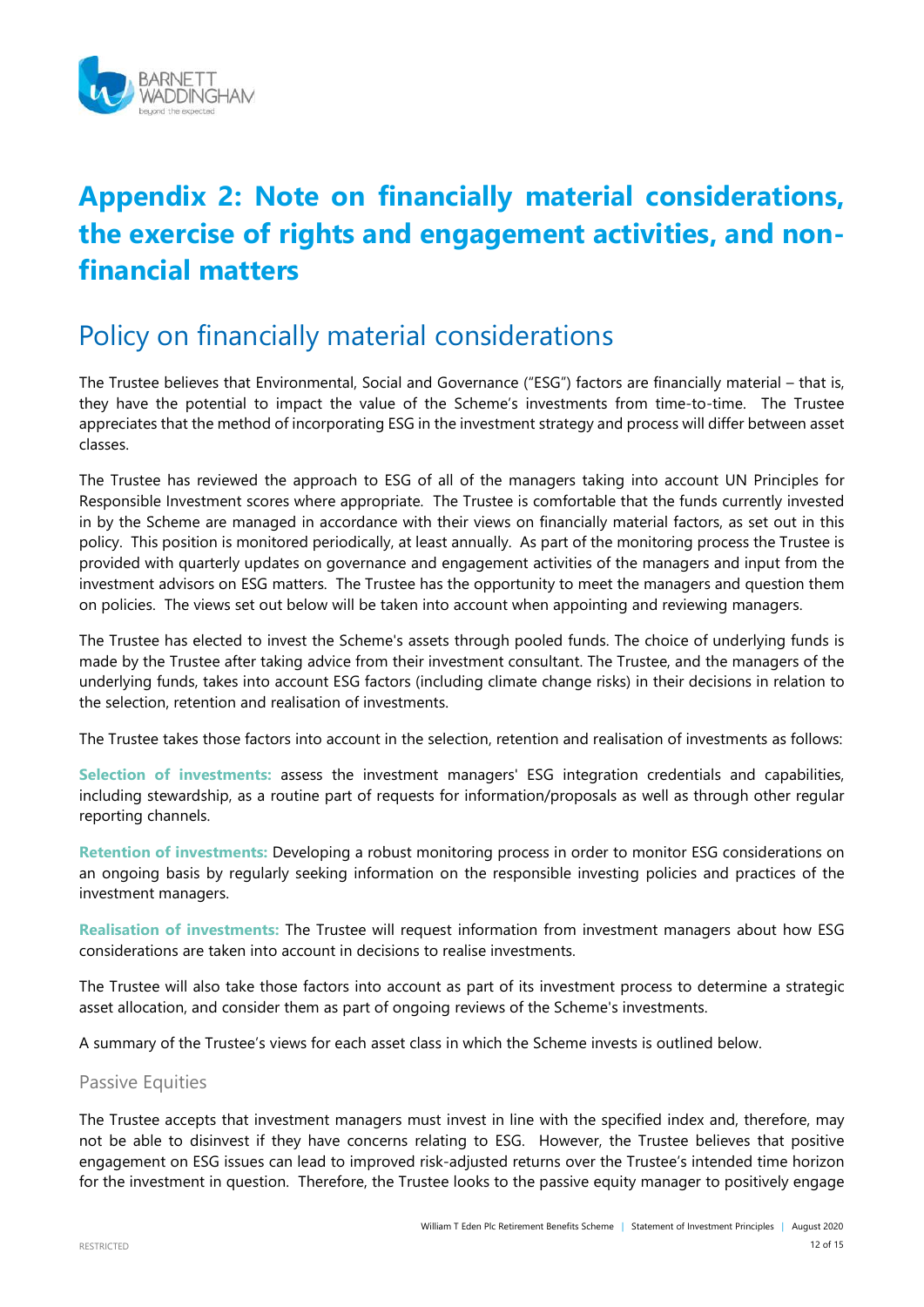# Appendix 2: Note on financially material considerations, the exercise of rights and engagement activities, and non-financial matters

## Policy on financially material considerations

The Trustee believes that Environmental, Social and Governance ("ESG") factors are financially material – that is, they have the potential to impact the value of the Scheme's investments from time-to-time. The Trustee appreciates that the method of incorporating ESG in the investment strategy and process will differ between asset classes.

The Trustee has reviewed the approach to ESG of all of the managers taking into account UN Principles for Responsible Investment scores where appropriate. The Trustee is comfortable that the funds currently invested in by the Scheme are managed in accordance with their views on financially material factors, as set out in this policy. This position is monitored periodically, at least annually. As part of the monitoring process the Trustee is provided with quarterly updates on governance and engagement activities of the managers and input from the investment advisors on ESG matters. The Trustee has the opportunity to meet the managers and question them on policies. The views set out below will be taken into account when appointing and reviewing managers.

The Trustee has elected to invest the Scheme's assets through pooled funds. The choice of underlying funds is made by the Trustee after taking advice from their investment consultant. The Trustee, and the managers of the underlying funds, takes into account ESG factors (including climate change risks) in their decisions in relation to the selection, retention and realisation of investments.

The Trustee takes those factors into account in the selection, retention and realisation of investments as follows:

**Selection of investments:** assess the investment managers' ESG integration credentials and capabilities, including stewardship, as a routine part of requests for information/proposals as well as through other regular reporting channels.

**Retention of investments:** Developing a robust monitoring process in order to monitor ESG considerations on an ongoing basis by regularly seeking information on the responsible investing policies and practices of the investment managers.

**Realisation of investments:** The Trustee will request information from investment managers about how ESG considerations are taken into account in decisions to realise investments.

The Trustee will also take those factors into account as part of its investment process to determine a strategic asset allocation, and consider them as part of ongoing reviews of the Scheme's investments.

A summary of the Trustee's views for each asset class in which the Scheme invests is outlined below.

### Passive Equities

The Trustee accepts that investment managers must invest in line with the specified index and, therefore, may not be able to disinvest if they have concerns relating to ESG. However, the Trustee believes that positive engagement on ESG issues can lead to improved risk-adjusted returns over the Trustee's intended time horizon for the investment in question. Therefore, the Trustee looks to the passive equity manager to positively engage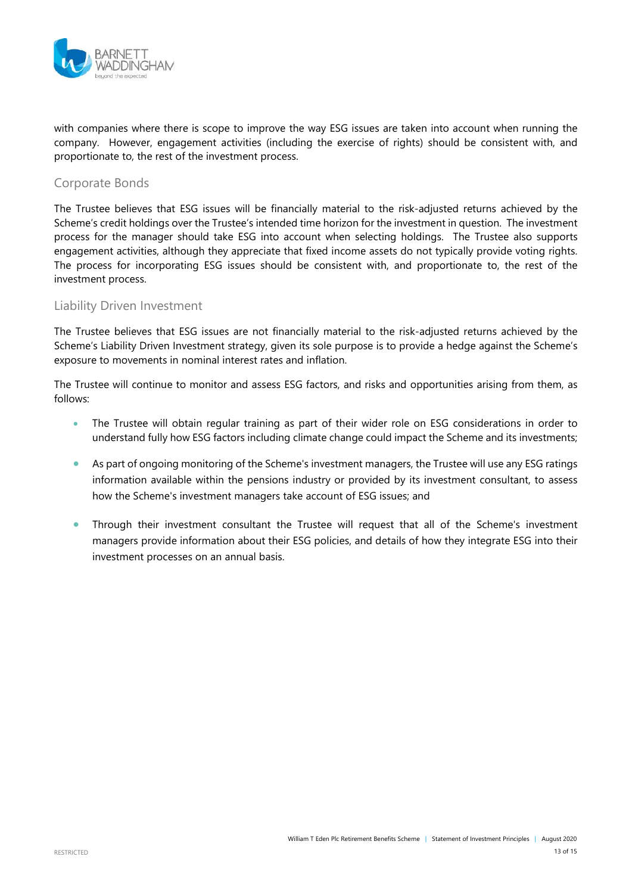with companies where there is scope to improve the way ESG issues are taken into account when running the company. However, engagement activities (including the exercise of rights) should be consistent with, and proportionate to, the rest of the investment process.

## Corporate Bonds

The Trustee believes that ESG issues will be financially material to the risk-adjusted returns achieved by the Scheme's credit holdings over the Trustee's intended time horizon for the investment in question. The investment process for the manager should take ESG into account when selecting holdings. The Trustee also supports engagement activities, although they appreciate that fixed income assets do not typically provide voting rights. The process for incorporating ESG issues should be consistent with, and proportionate to, the rest of the investment process.

## Liability Driven Investment

The Trustee believes that ESG issues are not financially material to the risk-adjusted returns achieved by the Scheme's Liability Driven Investment strategy, given its sole purpose is to provide a hedge against the Scheme's exposure to movements in nominal interest rates and inflation.

The Trustee will continue to monitor and assess ESG factors, and risks and opportunities arising from them, as follows:

- The Trustee will obtain regular training as part of their wider role on ESG considerations in order to understand fully how ESG factors including climate change could impact the Scheme and its investments;
- As part of ongoing monitoring of the Scheme's investment managers, the Trustee will use any ESG ratings information available within the pensions industry or provided by its investment consultant, to assess how the Scheme's investment managers take account of ESG issues; and
- Through their investment consultant the Trustee will request that all of the Scheme's investment managers provide information about their ESG policies, and details of how they integrate ESG into their investment processes on an annual basis.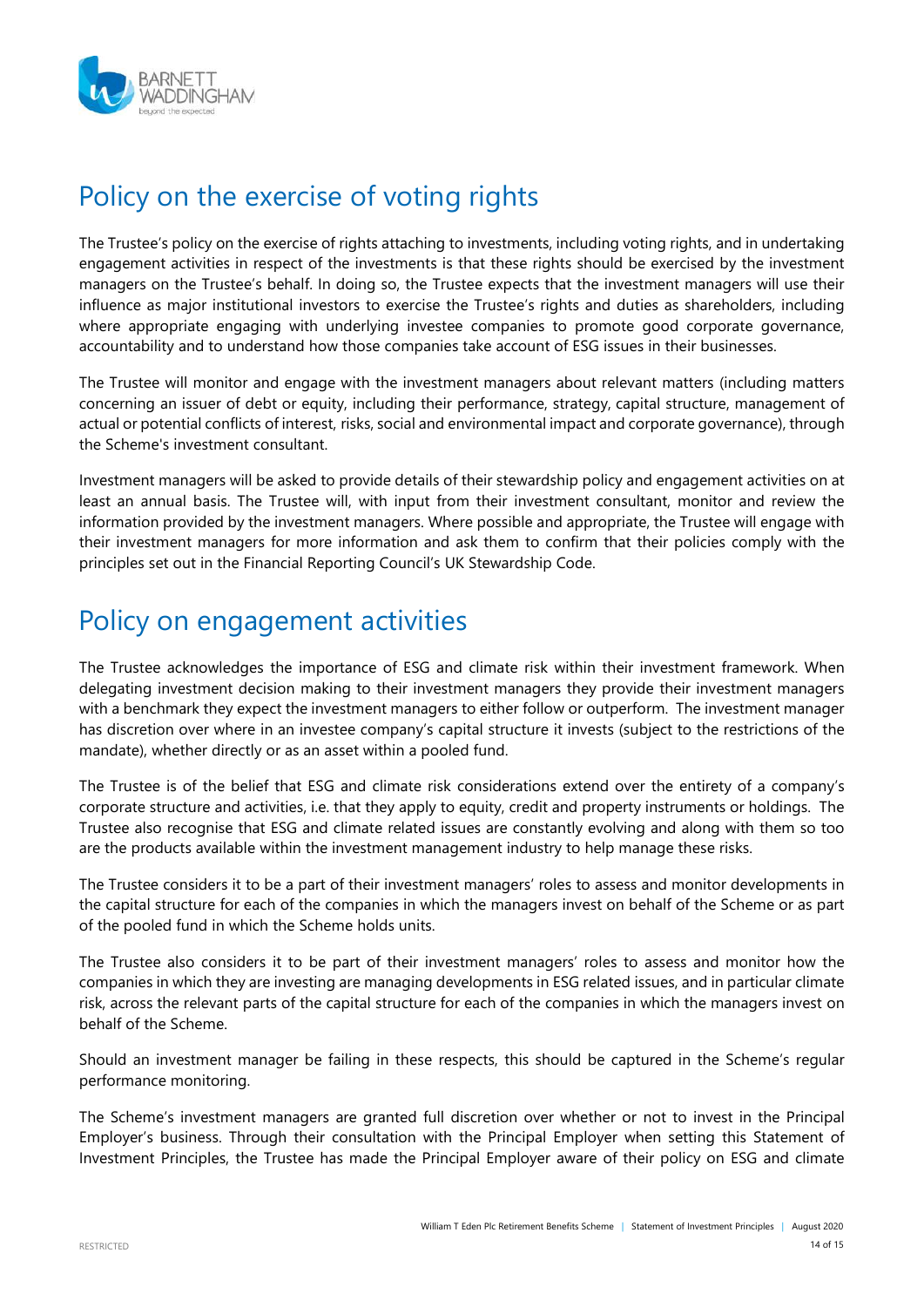# Policy on the exercise of voting rights

The Trustee's policy on the exercise of rights attaching to investments, including voting rights, and in undertaking engagement activities in respect of the investments is that these rights should be exercised by the investment managers on the Trustee's behalf. In doing so, the Trustee expects that the investment managers will use their influence as major institutional investors to exercise the Trustee's rights and duties as shareholders, including where appropriate engaging with underlying investee companies to promote good corporate governance, accountability and to understand how those companies take account of ESG issues in their businesses.

The Trustee will monitor and engage with the investment managers about relevant matters (including matters concerning an issuer of debt or equity, including their performance, strategy, capital structure, management of actual or potential conflicts of interest, risks, social and environmental impact and corporate governance), through the Scheme's investment consultant.

Investment managers will be asked to provide details of their stewardship policy and engagement activities on at least an annual basis. The Trustee will, with input from their investment consultant, monitor and review the information provided by the investment managers. Where possible and appropriate, the Trustee will engage with their investment managers for more information and ask them to confirm that their policies comply with the principles set out in the Financial Reporting Council's UK Stewardship Code.

# Policy on engagement activities

The Trustee acknowledges the importance of ESG and climate risk within their investment framework. When delegating investment decision making to their investment managers they provide their investment managers with a benchmark they expect the investment managers to either follow or outperform. The investment manager has discretion over where in an investee company's capital structure it invests (subject to the restrictions of the mandate), whether directly or as an asset within a pooled fund.

The Trustee is of the belief that ESG and climate risk considerations extend over the entirety of a company's corporate structure and activities, i.e. that they apply to equity, credit and property instruments or holdings. The Trustee also recognise that ESG and climate related issues are constantly evolving and along with them so too are the products available within the investment management industry to help manage these risks.

The Trustee considers it to be a part of their investment managers' roles to assess and monitor developments in the capital structure for each of the companies in which the managers invest on behalf of the Scheme or as part of the pooled fund in which the Scheme holds units.

The Trustee also considers it to be part of their investment managers' roles to assess and monitor how the companies in which they are investing are managing developments in ESG related issues, and in particular climate risk, across the relevant parts of the capital structure for each of the companies in which the managers invest on behalf of the Scheme.

Should an investment manager be failing in these respects, this should be captured in the Scheme's regular performance monitoring.

The Scheme's investment managers are granted full discretion over whether or not to invest in the Principal Employer's business. Through their consultation with the Principal Employer when setting this Statement of Investment Principles, the Trustee has made the Principal Employer aware of their policy on ESG and climate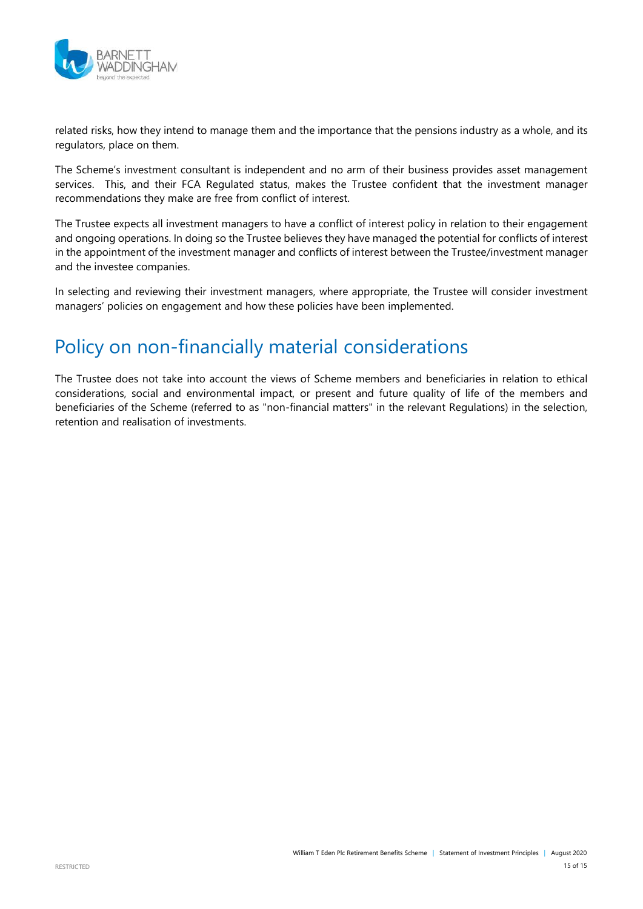related risks, how they intend to manage them and the importance that the pensions industry as a whole, and its regulators, place on them.

The Scheme's investment consultant is independent and no arm of their business provides asset management services. This, and their FCA Regulated status, makes the Trustee confident that the investment manager recommendations they make are free from conflict of interest.

The Trustee expects all investment managers to have a conflict of interest policy in relation to their engagement and ongoing operations. In doing so the Trustee believes they have managed the potential for conflicts of interest in the appointment of the investment manager and conflicts of interest between the Trustee/investment manager and the investee companies.

In selecting and reviewing their investment managers, where appropriate, the Trustee will consider investment managers' policies on engagement and how these policies have been implemented.

# Policy on non-financially material considerations

The Trustee does not take into account the views of Scheme members and beneficiaries in relation to ethical considerations, social and environmental impact, or present and future quality of life of the members and beneficiaries of the Scheme (referred to as "non-financial matters" in the relevant Regulations) in the selection, retention and realisation of investments.